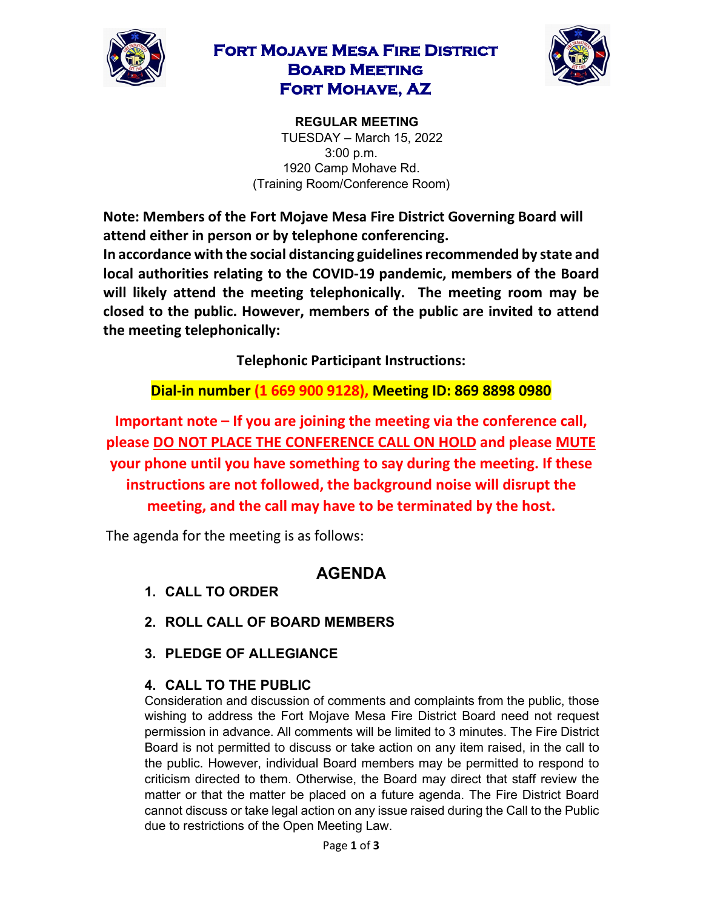# Fort Mojave Mesa Fire District
# Board Meeting
# Fort Mohave, AZ

**REGULAR MEETING**
TUESDAY – March 15, 2022
3:00 p.m.
1920 Camp Mohave Rd.
(Training Room/Conference Room)

**Note: Members of the Fort Mojave Mesa Fire District Governing Board will attend either in person or by telephone conferencing.**
**In accordance with the social distancing guidelines recommended by state and local authorities relating to the COVID-19 pandemic, members of the Board will likely attend the meeting telephonically. The meeting room may be closed to the public. However, members of the public are invited to attend the meeting telephonically:**

**Telephonic Participant Instructions:**

**Dial-in number (1 669 900 9128), Meeting ID: 869 8898 0980**

**Important note – If you are joining the meeting via the conference call, please DO NOT PLACE THE CONFERENCE CALL ON HOLD and please MUTE your phone until you have something to say during the meeting. If these instructions are not followed, the background noise will disrupt the meeting, and the call may have to be terminated by the host.**

The agenda for the meeting is as follows:

## AGENDA

1. **CALL TO ORDER**
2. **ROLL CALL OF BOARD MEMBERS**
3. **PLEDGE OF ALLEGIANCE**
4. **CALL TO THE PUBLIC**
   Consideration and discussion of comments and complaints from the public, those wishing to address the Fort Mojave Mesa Fire District Board need not request permission in advance. All comments will be limited to 3 minutes. The Fire District Board is not permitted to discuss or take action on any item raised, in the call to the public. However, individual Board members may be permitted to respond to criticism directed to them. Otherwise, the Board may direct that staff review the matter or that the matter be placed on a future agenda. The Fire District Board cannot discuss or take legal action on any issue raised during the Call to the Public due to restrictions of the Open Meeting Law.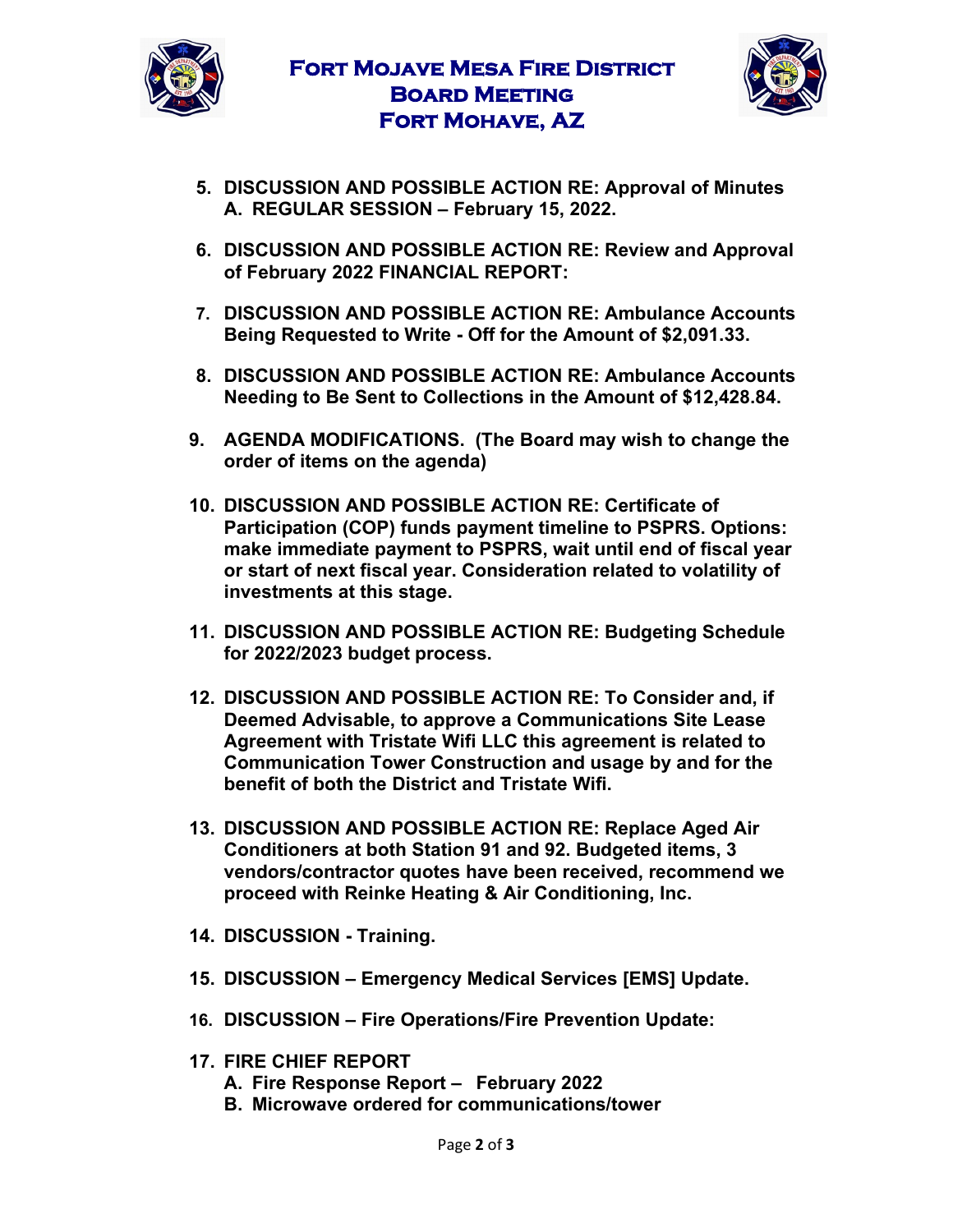5. **DISCUSSION AND POSSIBLE ACTION RE: Approval of Minutes**
   **A. REGULAR SESSION – February 15, 2022.**

6. **DISCUSSION AND POSSIBLE ACTION RE: Review and Approval of February 2022 FINANCIAL REPORT:**

7. **DISCUSSION AND POSSIBLE ACTION RE: Ambulance Accounts Being Requested to Write - Off for the Amount of $2,091.33.**

8. **DISCUSSION AND POSSIBLE ACTION RE: Ambulance Accounts Needing to Be Sent to Collections in the Amount of $12,428.84.**

9. **AGENDA MODIFICATIONS. (The Board may wish to change the order of items on the agenda)**

10. **DISCUSSION AND POSSIBLE ACTION RE: Certificate of Participation (COP) funds payment timeline to PSPRS. Options: make immediate payment to PSPRS, wait until end of fiscal year or start of next fiscal year. Consideration related to volatility of investments at this stage.**

11. **DISCUSSION AND POSSIBLE ACTION RE: Budgeting Schedule for 2022/2023 budget process.**

12. **DISCUSSION AND POSSIBLE ACTION RE: To Consider and, if Deemed Advisable, to approve a Communications Site Lease Agreement with Tristate Wifi LLC this agreement is related to Communication Tower Construction and usage by and for the benefit of both the District and Tristate Wifi.**

13. **DISCUSSION AND POSSIBLE ACTION RE: Replace Aged Air Conditioners at both Station 91 and 92. Budgeted items, 3 vendors/contractor quotes have been received, recommend we proceed with Reinke Heating & Air Conditioning, Inc.**

14. **DISCUSSION - Training.**

15. **DISCUSSION – Emergency Medical Services [EMS] Update.**

16. **DISCUSSION – Fire Operations/Fire Prevention Update:**

17. **FIRE CHIEF REPORT**
    **A. Fire Response Report – February 2022**
    **B. Microwave ordered for communications/tower**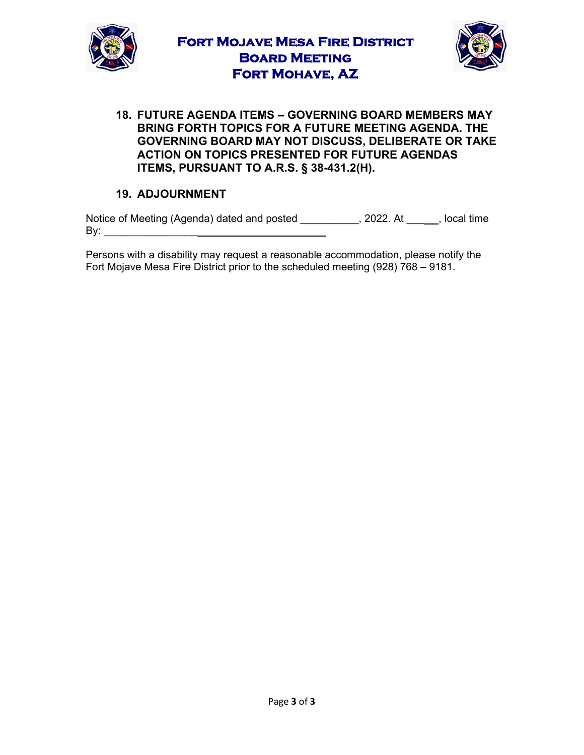18. **FUTURE AGENDA ITEMS – GOVERNING BOARD MEMBERS MAY BRING FORTH TOPICS FOR A FUTURE MEETING AGENDA. THE GOVERNING BOARD MAY NOT DISCUSS, DELIBERATE OR TAKE ACTION ON TOPICS PRESENTED FOR FUTURE AGENDAS ITEMS, PURSUANT TO A.R.S. § 38-431.2(H).**

19. **ADJOURNMENT**

Notice of Meeting (Agenda) dated and posted __________, 2022. At ______, local time
By: ________________________________________

Persons with a disability may request a reasonable accommodation, please notify the Fort Mojave Mesa Fire District prior to the scheduled meeting (928) 768 – 9181.